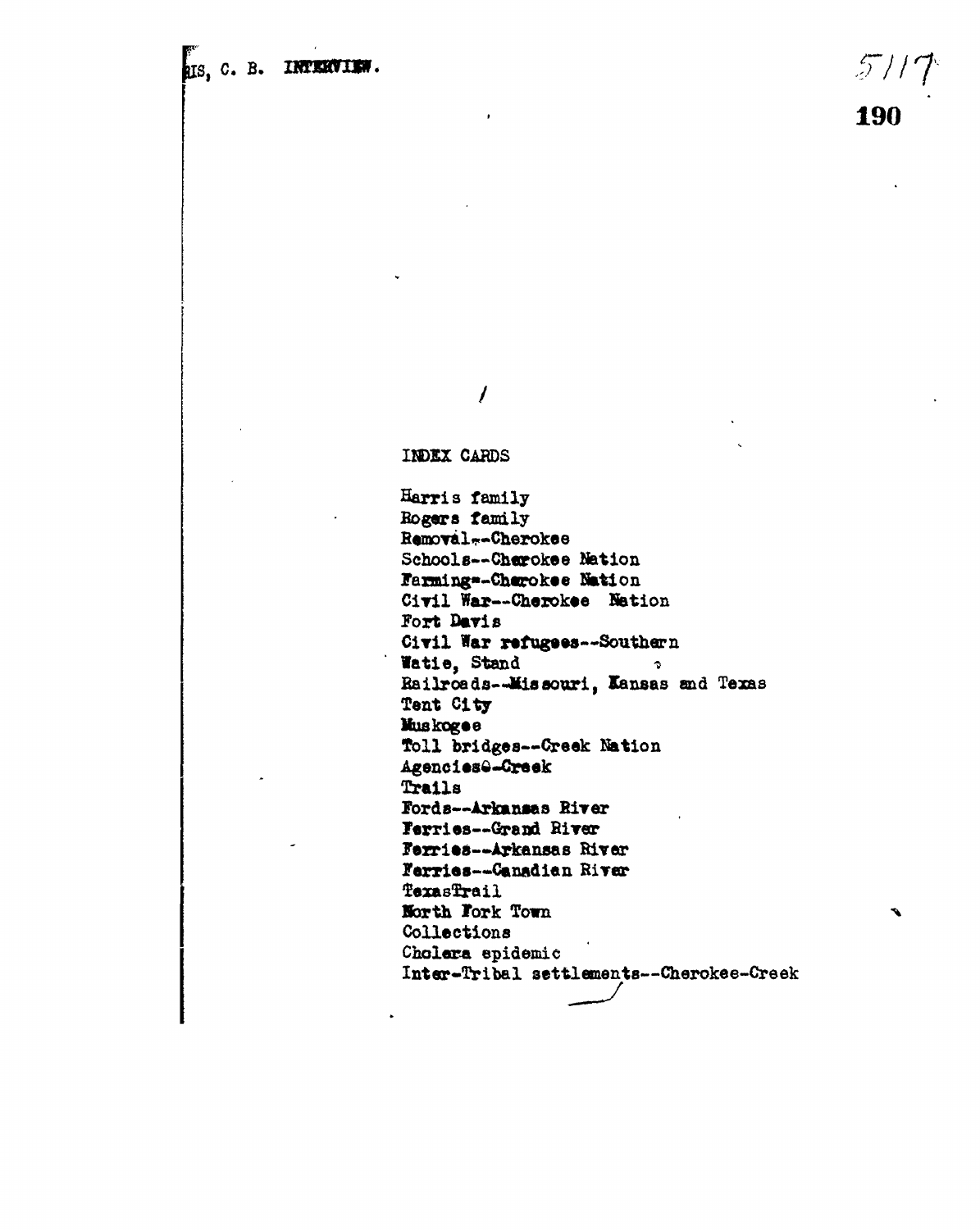HARRIS, C. B. INTERVIEW.

INDEX CARDS

Harris family
Rogers family
Removal--Cherokee
Schools--Cherokee Nation
Farming--Cherokee Nation
Civil War--Cherokee Nation
Fort Davis
Civil War refugees--Southern
Watie, Stand
Railroads--Missouri, Kansas and Texas
Tent City
Muskogee
Toll bridges--Creek Nation
Agencies--Creek
Trails
Fords--Arkansas River
Ferries--Grand River
Ferries--Arkansas River
Ferries--Canadian River
Texas Trail
North Fork Town
Collections
Cholera epidemic
Inter-Tribal settlements--Cherokee-Creek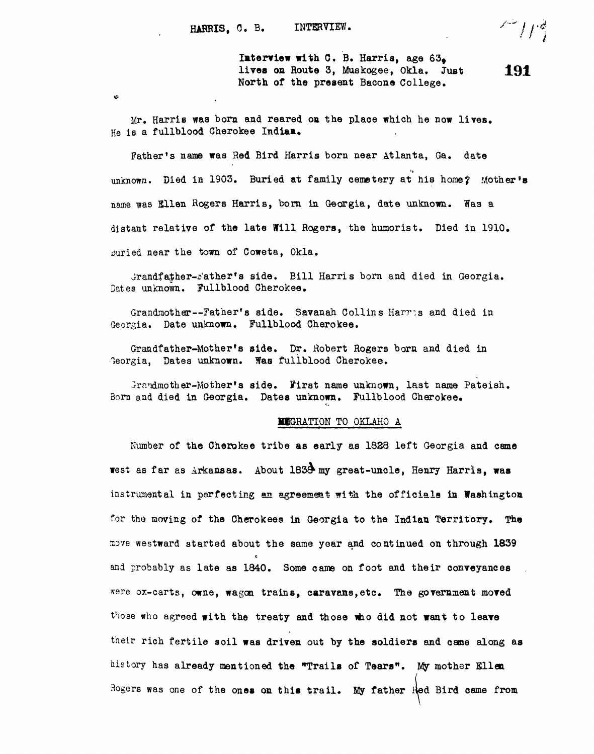HARRIS, C. B. INTERVIEW.

Interview with C. B. Harris, age 63, lives on Route 3, Muskogee, Okla. Just North of the present Bacone College.

Mr. Harris was born and reared on the place which he now lives. He is a fullblood Cherokee Indian.

Father's name was Red Bird Harris born near Atlanta, Ga. date unknown. Died in 1903. Buried at family cemetery at his home? Mother's name was Ellen Rogers Harris, born in Georgia, date unknown. Was a distant relative of the late Will Rogers, the humorist. Died in 1910. Buried near the town of Coweta, Okla.

Grandfather-Father's side. Bill Harris born and died in Georgia. Dates unknown. Fullblood Cherokee.

Grandmother--Father's side. Savanah Collins Harris and died in Georgia. Date unknown. Fullblood Cherokee.

Grandfather-Mother's side. Dr. Robert Rogers born and died in Georgia, Dates unknown. Was fullblood Cherokee.

Grandmother-Mother's side. First name unknown, last name Pateish. Born and died in Georgia. Dates unknown. Fullblood Cherokee.

## MIGRATION TO OKLAHOMA

Number of the Cherokee tribe as early as 1828 left Georgia and came west as far as Arkansas. About 1838 my great-uncle, Henry Harris, was instrumental in perfecting an agreement with the officials in Washington for the moving of the Cherokees in Georgia to the Indian Territory. The move westward started about the same year and continued on through 1839 and probably as late as 1840. Some came on foot and their conveyances were ox-carts, owne, wagon trains, caravans, etc. The government moved those who agreed with the treaty and those who did not want to leave their rich fertile soil was driven out by the soldiers and came along as history has already mentioned the "Trails of Tears". My mother Ellen Rogers was one of the ones on this trail. My father Red Bird came from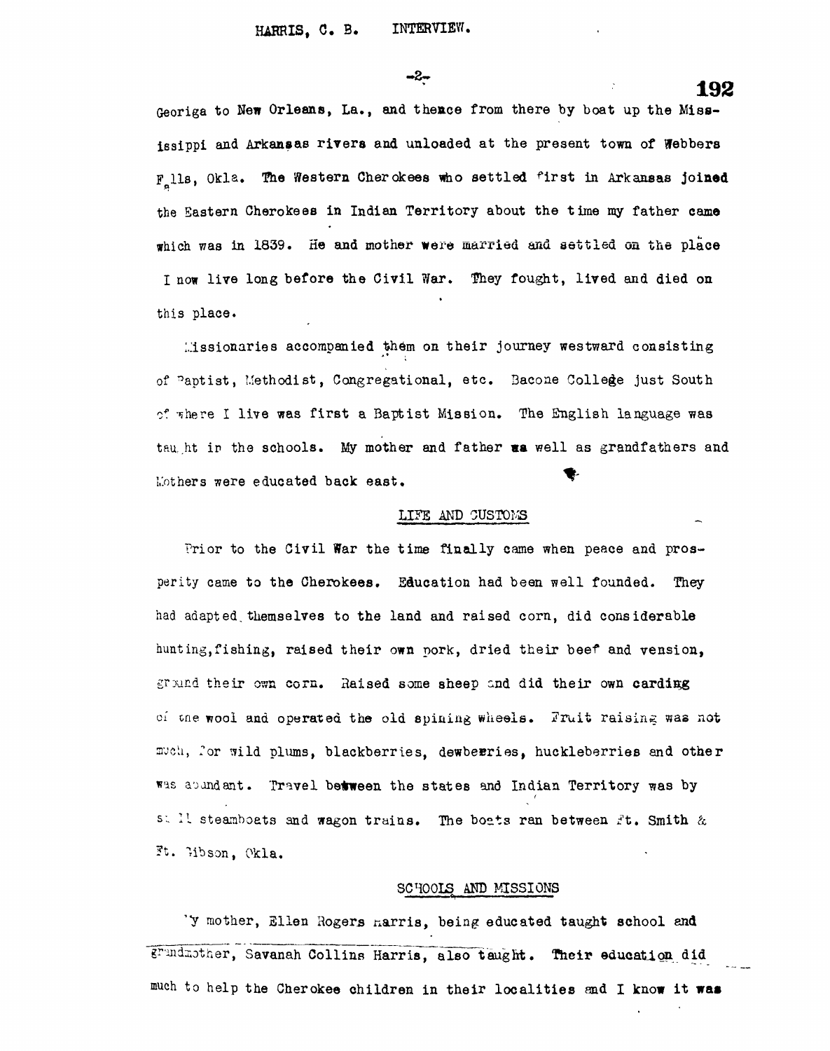Georiga to New Orleans, La., and thence from there by boat up the Mississippi and Arkansas rivers and unloaded at the present town of Webbers Falls, Okla. The Western Cherokees who settled first in Arkansas joined the Eastern Cherokees in Indian Territory about the time my father came which was in 1839. He and mother were married and settled on the place I now live long before the Civil War. They fought, lived and died on this place.

Missionaries accompanied them on their journey westward consisting of Baptist, Methodist, Congregational, etc. Bacone College just South of where I live was first a Baptist Mission. The English language was taught in the schools. My mother and father as well as grandfathers and Mothers were educated back east.

## LIFE AND CUSTOMS

Prior to the Civil War the time finally came when peace and prosperity came to the Cherokees. Education had been well founded. They had adapted themselves to the land and raised corn, did considerable hunting, fishing, raised their own pork, dried their beef and vension, ground their own corn. Raised some sheep and did their own carding of the wool and operated the old spining wheels. Fruit raising was not much, for wild plums, blackberries, dewberries, huckleberries and other was abundant. Travel between the states and Indian Territory was by small steamboats and wagon trains. The boats ran between Ft. Smith & Ft. Gibson, Okla.

## SCHOOLS AND MISSIONS

My mother, Ellen Rogers Harris, being educated taught school and grandmother, Savanah Collins Harris, also taught. Their education did much to help the Cherokee children in their localities and I know it was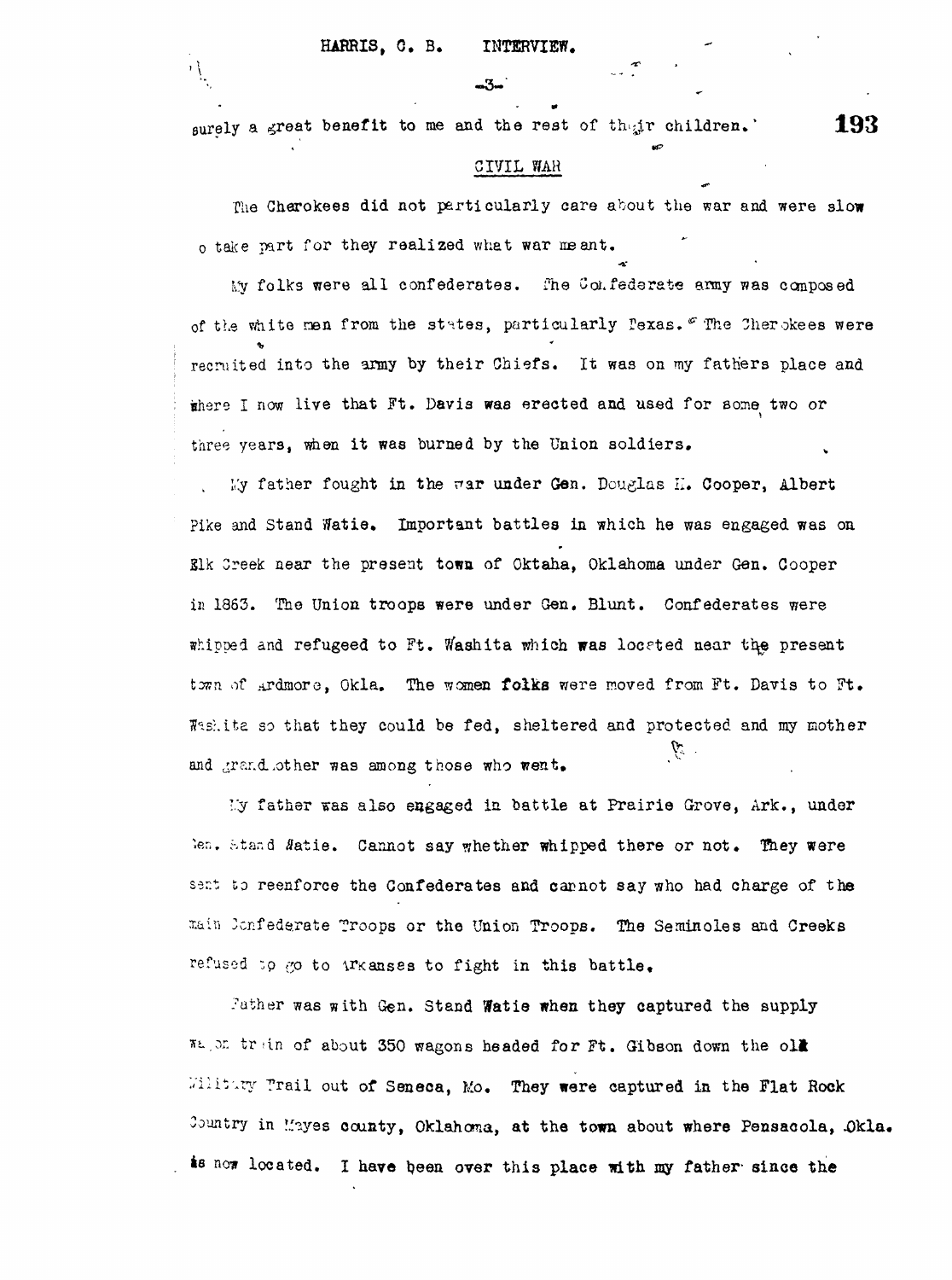surely a great benefit to me and the rest of their children.'

## CIVIL WAR

The Cherokees did not particularly care about the war and were slow to take part for they realized what war meant.

My folks were all confederates. The Confederate army was composed of the white men from the states, particularly Texas. The Cherokees were recruited into the army by their Chiefs. It was on my fathers place and where I now live that Ft. Davis was erected and used for some two or three years, when it was burned by the Union soldiers.

My father fought in the war under Gen. Douglas H. Cooper, Albert Pike and Stand Watie. Important battles in which he was engaged was on Elk Creek near the present town of Oktaha, Oklahoma under Gen. Cooper in 1863. The Union troops were under Gen. Blunt. Confederates were whipped and refugeed to Ft. Washita which was located near the present town of Ardmore, Okla. The women folks were moved from Ft. Davis to Ft. Washita so that they could be fed, sheltered and protected and my mother and grandmother was among those who went.

My father was also engaged in battle at Prairie Grove, Ark., under Gen. Stand Watie. Cannot say whether whipped there or not. They were sent to reenforce the Confederates and cannot say who had charge of the main Confederate Troops or the Union Troops. The Seminoles and Creeks refused to go to Arkanses to fight in this battle.

Father was with Gen. Stand Watie when they captured the supply wagon train of about 350 wagons headed for Ft. Gibson down the old Military Trail out of Seneca, Mo. They were captured in the Flat Rock Country in Mayes county, Oklahoma, at the town about where Pensacola, Okla. is now located. I have been over this place with my father since the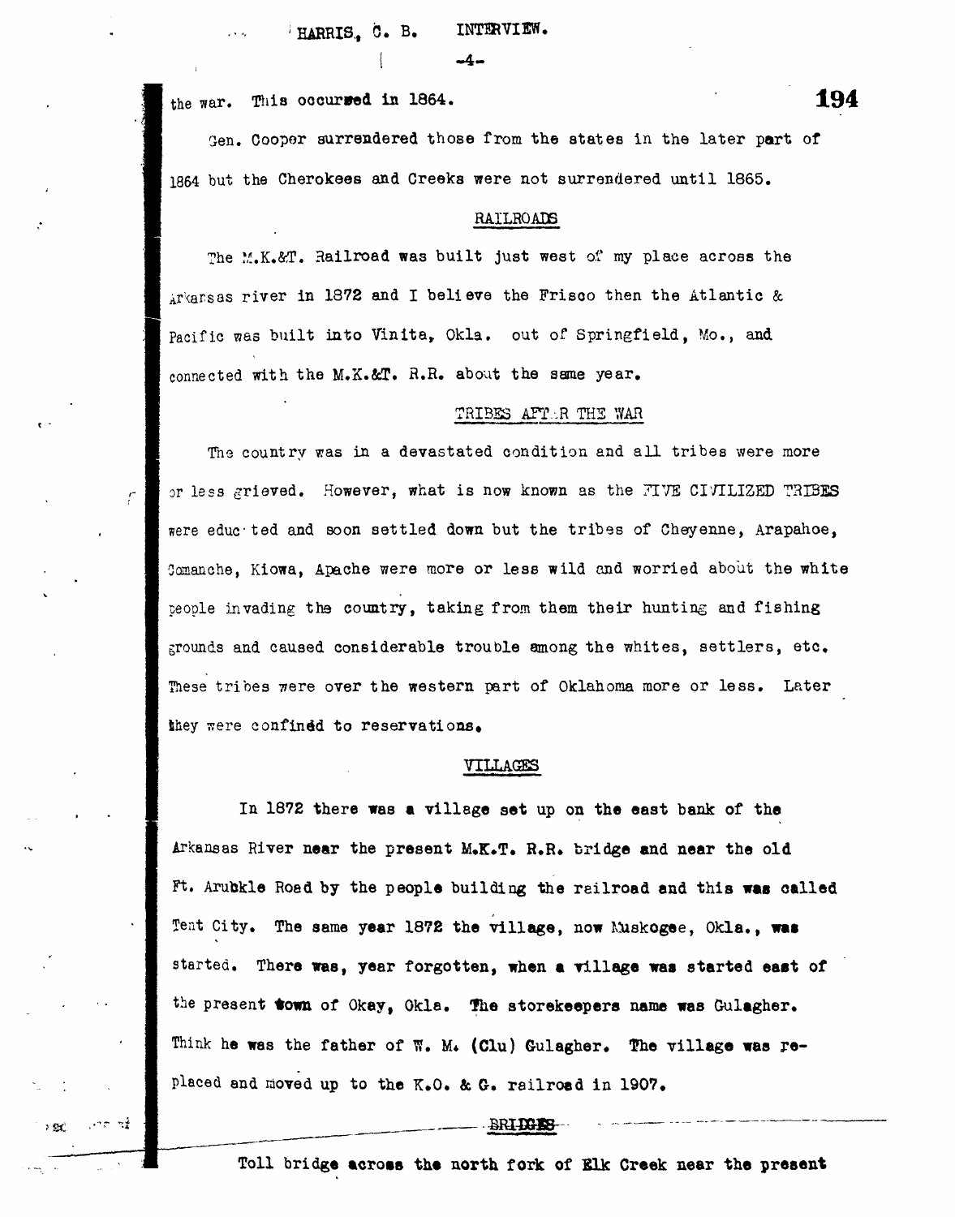the war. This occurred in 1864.

Gen. Cooper surrendered those from the states in the later part of 1864 but the Cherokees and Creeks were not surrendered until 1865.

## RAILROADS

The M.K.&T. Railroad was built just west of my place across the Arkansas river in 1872 and I believe the Frisco then the Atlantic & Pacific was built into Vinita, Okla. out of Springfield, Mo., and connected with the M.K.&T. R.R. about the same year.

## TRIBES AFTER THE WAR

The country was in a devastated condition and all tribes were more or less grieved. However, what is now known as the FIVE CIVILIZED TRIBES were educated and soon settled down but the tribes of Cheyenne, Arapahoe, Comanche, Kiowa, Apache were more or less wild and worried about the white people invading the country, taking from them their hunting and fishing grounds and caused considerable trouble among the whites, settlers, etc. These tribes were over the western part of Oklahoma more or less. Later they were confined to reservations.

## VILLAGES

In 1872 there was a village set up on the east bank of the Arkansas River near the present M.K.T. R.R. bridge and near the old Ft. Arubkle Road by the people building the railroad and this was called Tent City. The same year 1872 the village, now Muskogee, Okla., was started. There was, year forgotten, when a village was started east of the present town of Okay, Okla. The storekeepers name was Gulagher. Think he was the father of W. M. (Clu) Gulagher. The village was replaced and moved up to the K.O. & G. railroad in 1907.

## BRIDGES

Toll bridge across the north fork of Elk Creek near the present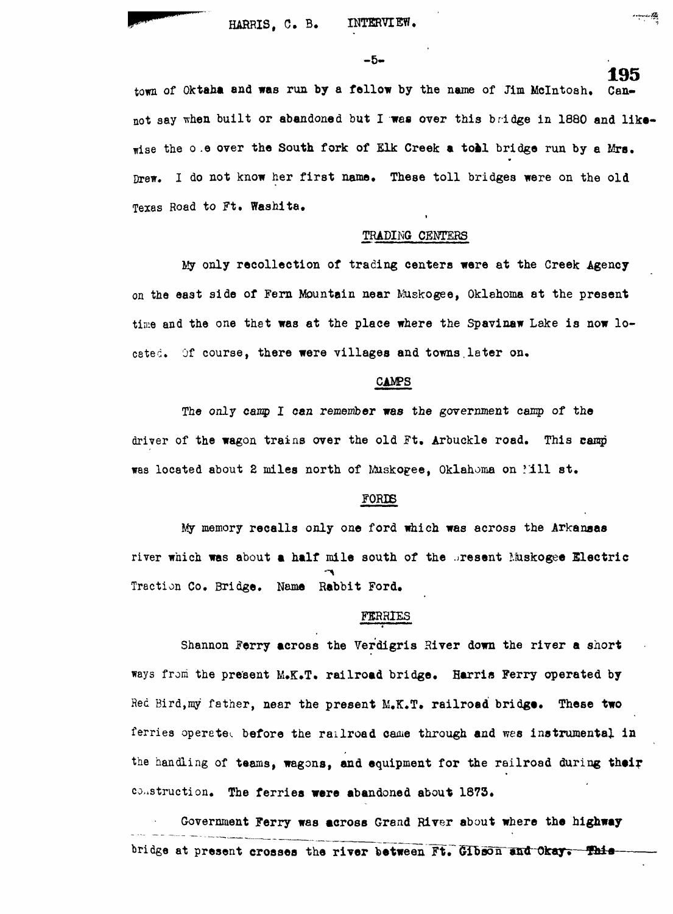town of Oktaha and was run by a fellow by the name of Jim McIntosh. Cannot say when built or abandoned but I was over this bridge in 1880 and likewise the one over the South fork of Elk Creek a toll bridge run by a Mrs. Drew. I do not know her first name. These toll bridges were on the old Texas Road to Ft. Washita.

## TRADING CENTERS

My only recollection of trading centers were at the Creek Agency on the east side of Fern Mountain near Muskogee, Oklahoma at the present time and the one that was at the place where the Spavinaw Lake is now located. Of course, there were villages and towns later on.

## CAMPS

The only camp I can remember was the government camp of the driver of the wagon trains over the old Ft. Arbuckle road. This camp was located about 2 miles north of Muskogee, Oklahoma on Hill st.

## FORDS

My memory recalls only one ford which was across the Arkansas river which was about a half mile south of the present Muskogee Electric Traction Co. Bridge. Name Rabbit Ford.

## FERRIES

Shannon Ferry across the Verdigris River down the river a short ways from the present M.K.T. railroad bridge. Harris Ferry operated by Red Bird, my father, near the present M.K.T. railroad bridge. These two ferries operated before the railroad came through and was instrumental in the handling of teams, wagons, and equipment for the railroad during their construction. The ferries were abandoned about 1873.

Government Ferry was across Grand River about where the highway bridge at present crosses the river between Ft. Gibson and Okay. This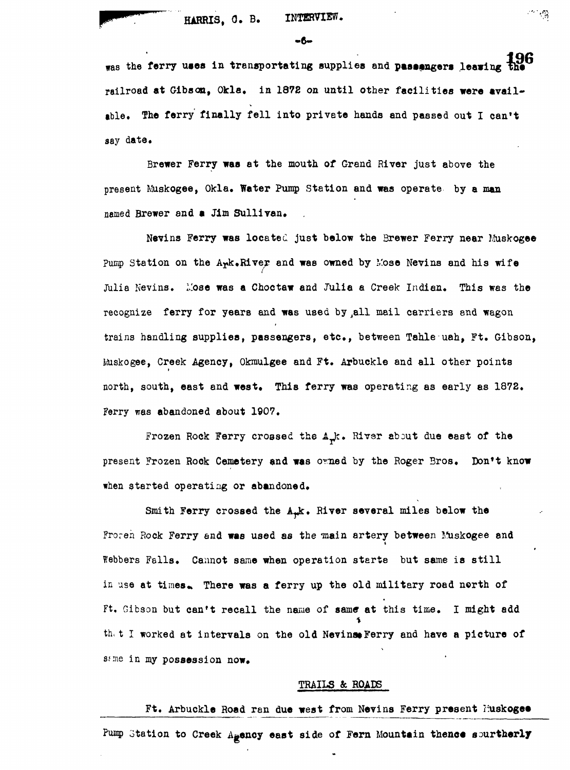was the ferry uses in transporting supplies and passengers leaving the railroad at Gibson, Okla. in 1872 on until other facilities were available. The ferry finally fell into private hands and passed out I can't say date.

Brewer Ferry was at the mouth of Grand River just above the present Muskogee, Okla. Water Pump Station and was operate by a man named Brewer and a Jim Sullivan.

Nevins Ferry was located just below the Brewer Ferry near Muskogee Pump Station on the Ark.River and was owned by Mose Nevins and his wife Julia Nevins. Mose was a Choctaw and Julia a Creek Indian. This was the recognize ferry for years and was used by all mail carriers and wagon trains handling supplies, passengers, etc., between Tahle-uah, Ft. Gibson, Muskogee, Creek Agency, Okmulgee and Ft. Arbuckle and all other points north, south, east and west. This ferry was operating as early as 1872. Ferry was abandoned about 1907.

Frozen Rock Ferry crossed the Ark. River about due east of the present Frozen Rock Cemetery and was owned by the Roger Bros. Don't know when started operating or abandoned.

Smith Ferry crossed the Ark. River several miles below the Frozen Rock Ferry and was used as the main artery between Muskogee and Webbers Falls. Cannot same when operation starte but same is still in use at times. There was a ferry up the old military road north of Ft. Gibson but can't recall the name of same at this time. I might add that I worked at intervals on the old Nevins Ferry and have a picture of same in my possession now.

## TRAILS & ROADS

Ft. Arbuckle Road ran due west from Nevins Ferry present Muskogee Pump Station to Creek Agency east side of Fern Mountain thence sourtherly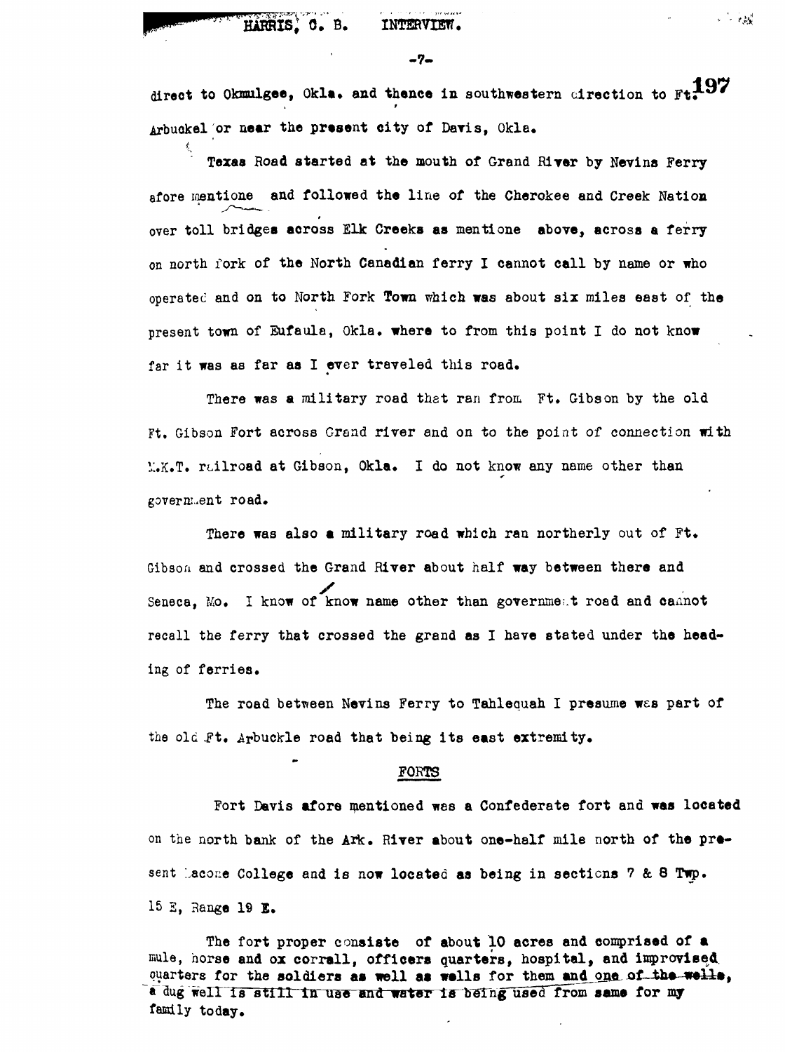direct to Okmulgee, Okla. and thence in southwestern direction to Ft. Arbuckel or near the present city of Davis, Okla.

Texas Road started at the mouth of Grand River by Nevins Ferry afore mentione and followed the line of the Cherokee and Creek Nation over toll bridges across Elk Creeks as mentione above, across a ferry on north fork of the North Canadian ferry I cannot call by name or who operated and on to North Fork Town which was about six miles east of the present town of Eufaula, Okla. where to from this point I do not know far it was as far as I ever traveled this road.

There was a military road that ran from Ft. Gibson by the old Ft. Gibson Fort across Grand river and on to the point of connection with M.K.T. railroad at Gibson, Okla. I do not know any name other than government road.

There was also a military road which ran northerly out of Ft. Gibson and crossed the Grand River about half way between there and Seneca, Mo. I know of know name other than government road and cannot recall the ferry that crossed the grand as I have stated under the heading of ferries.

The road between Nevins Ferry to Tahlequah I presume was part of the old Ft. Arbuckle road that being its east extremity.

## FORTS

Fort Davis afore mentioned was a Confederate fort and was located on the north bank of the Ark. River about one-half mile north of the present Bacone College and is now located as being in sections 7 & 8 Twp. 15 E, Range 19 E.

The fort proper consiste of about 10 acres and comprised of a mule, horse and ox corrall, officers quarters, hospital, and improvised quarters for the soldiers as well as wells for them and one of the wells, a dug well is still in use and water is being used from same for my family today.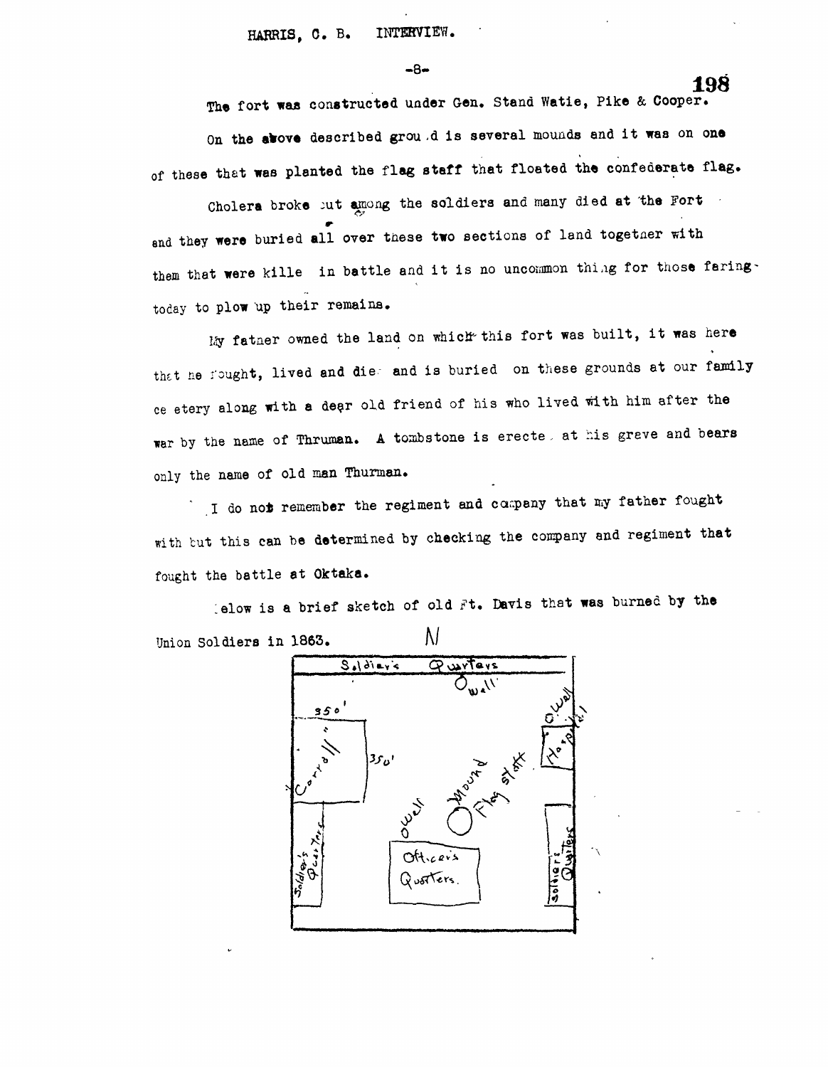The fort was constructed under Gen. Stand Watie, Pike & Cooper.

On the above described ground is several mounds and it was on one of these that was planted the flag staff that floated the confederate flag.

Cholera broke out among the soldiers and many died at the Fort and they were buried all over these two sections of land together with them that were killed in battle and it is no uncommon thing for those faring today to plow up their remains.

My father owned the land on which this fort was built, it was here that he fought, lived and died and is buried on these grounds at our family cemetery along with a dear old friend of his who lived with him after the war by the name of Thruman. A tombstone is erected at his grave and bears only the name of old man Thurman.

I do not remember the regiment and company that my father fought with but this can be determined by checking the company and regiment that fought the battle at Oktaka.

Below is a brief sketch of old Ft. Davis that was burned by the Union Soldiers in 1863.

N

Soldier's Quarters

Well

350'

Corrall

350'

Well

Hospital

Mound

Flag staff

Well

Officer's Quarters

Soldier's Quarters

Soldier's Quarters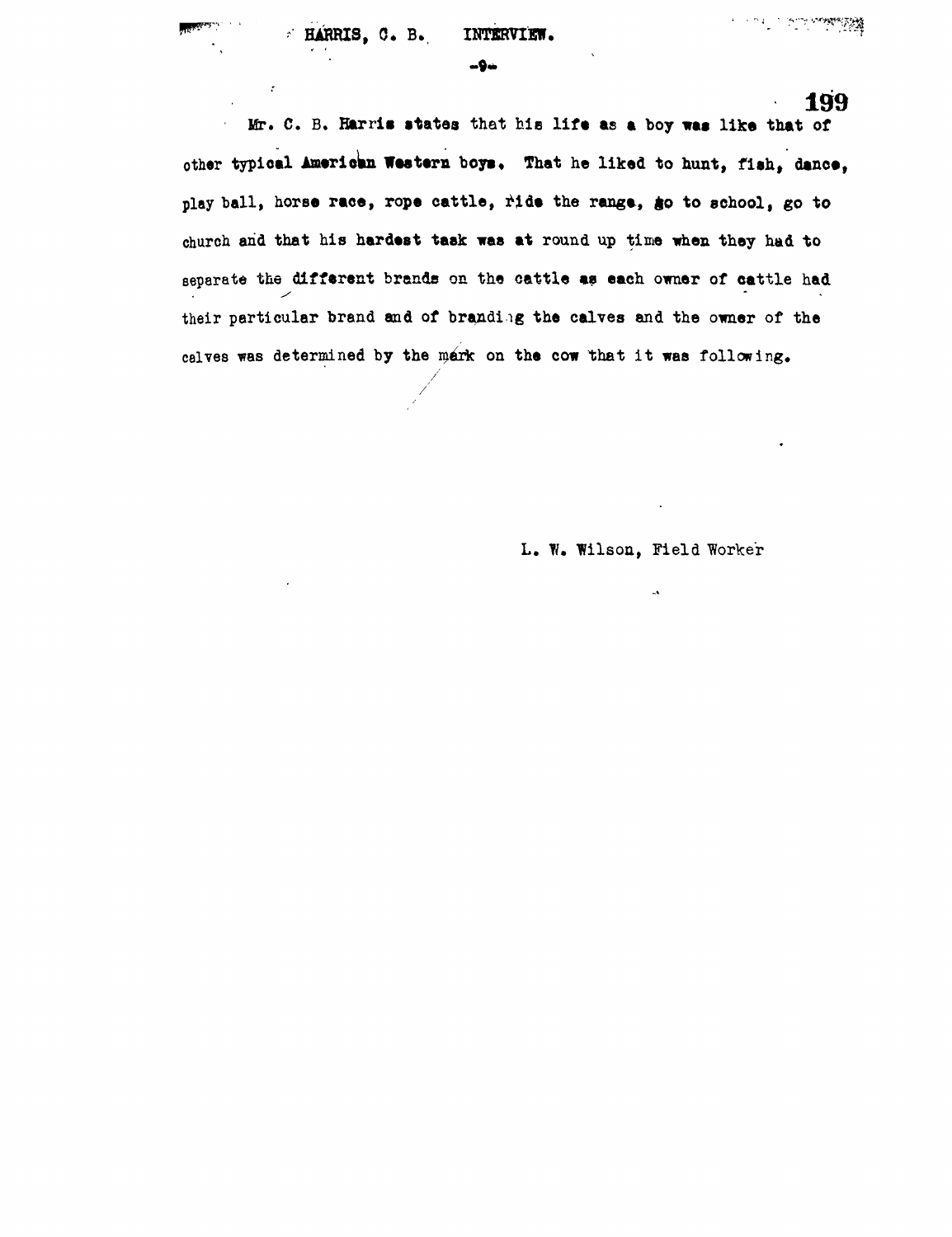Mr. C. B. Harris states that his life as a boy was like that of other typical American Western boys. That he liked to hunt, fish, dance, play ball, horse race, rope cattle, ride the range, go to school, go to church and that his hardest task was at round up time when they had to separate the different brands on the cattle as each owner of cattle had their particular brand and of branding the calves and the owner of the calves was determined by the mark on the cow that it was following.

L. W. Wilson, Field Worker